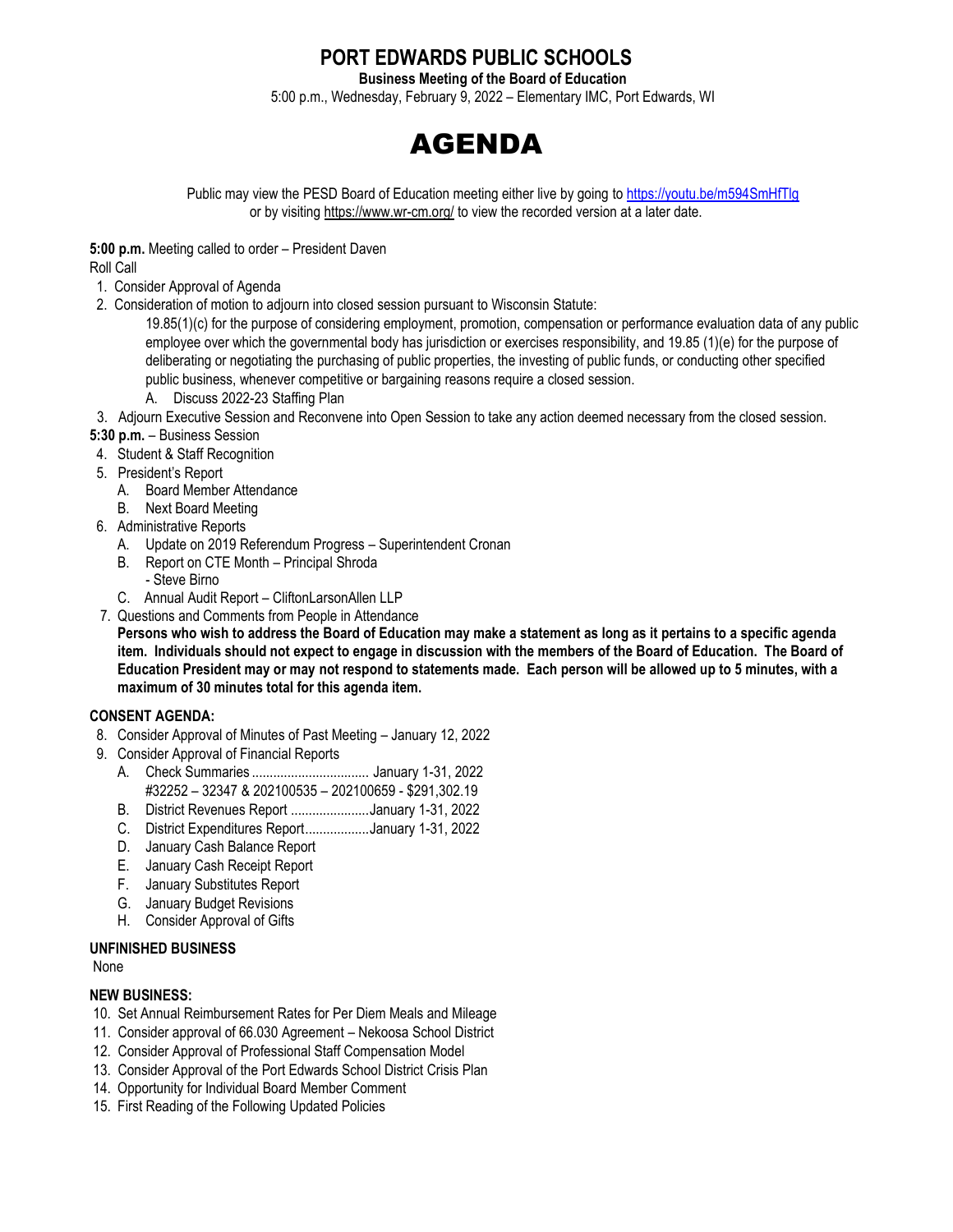# PORT EDWARDS PUBLIC SCHOOLS

**Business Meeting of the Board of Education**

5:00 p.m., Wednesday, February 9, 2022 – Elementary IMC, Port Edwards, WI

# AGENDA

Public may view the PESD Board of Education meeting either live by going to https://youtu.be/m594SmHfTlg or by visiting https://www.wr-cm.org/ to view the recorded version at a later date.

**5:00 p.m.** Meeting called to order – President Daven

Roll Call

1. Consider Approval of Agenda
2. Consideration of motion to adjourn into closed session pursuant to Wisconsin Statute:

   19.85(1)(c) for the purpose of considering employment, promotion, compensation or performance evaluation data of any public employee over which the governmental body has jurisdiction or exercises responsibility, and 19.85 (1)(e) for the purpose of deliberating or negotiating the purchasing of public properties, the investing of public funds, or conducting other specified public business, whenever competitive or bargaining reasons require a closed session.

   A. Discuss 2022-23 Staffing Plan
3. Adjourn Executive Session and Reconvene into Open Session to take any action deemed necessary from the closed session.

**5:30 p.m.** – Business Session

4. Student & Staff Recognition
5. President's Report
   A. Board Member Attendance
   B. Next Board Meeting
6. Administrative Reports
   A. Update on 2019 Referendum Progress – Superintendent Cronan
   B. Report on CTE Month – Principal Shroda
      - Steve Birno
   C. Annual Audit Report – CliftonLarsonAllen LLP
7. Questions and Comments from People in Attendance

   **Persons who wish to address the Board of Education may make a statement as long as it pertains to a specific agenda item. Individuals should not expect to engage in discussion with the members of the Board of Education. The Board of Education President may or may not respond to statements made. Each person will be allowed up to 5 minutes, with a maximum of 30 minutes total for this agenda item.**

**CONSENT AGENDA:**

8. Consider Approval of Minutes of Past Meeting – January 12, 2022
9. Consider Approval of Financial Reports
   A. Check Summaries ................................ January 1-31, 2022
      #32252 – 32347 & 202100535 – 202100659 - $291,302.19
   B. District Revenues Report ......................January 1-31, 2022
   C. District Expenditures Report..................January 1-31, 2022
   D. January Cash Balance Report
   E. January Cash Receipt Report
   F. January Substitutes Report
   G. January Budget Revisions
   H. Consider Approval of Gifts

**UNFINISHED BUSINESS**

None

**NEW BUSINESS:**

10. Set Annual Reimbursement Rates for Per Diem Meals and Mileage
11. Consider approval of 66.030 Agreement – Nekoosa School District
12. Consider Approval of Professional Staff Compensation Model
13. Consider Approval of the Port Edwards School District Crisis Plan
14. Opportunity for Individual Board Member Comment
15. First Reading of the Following Updated Policies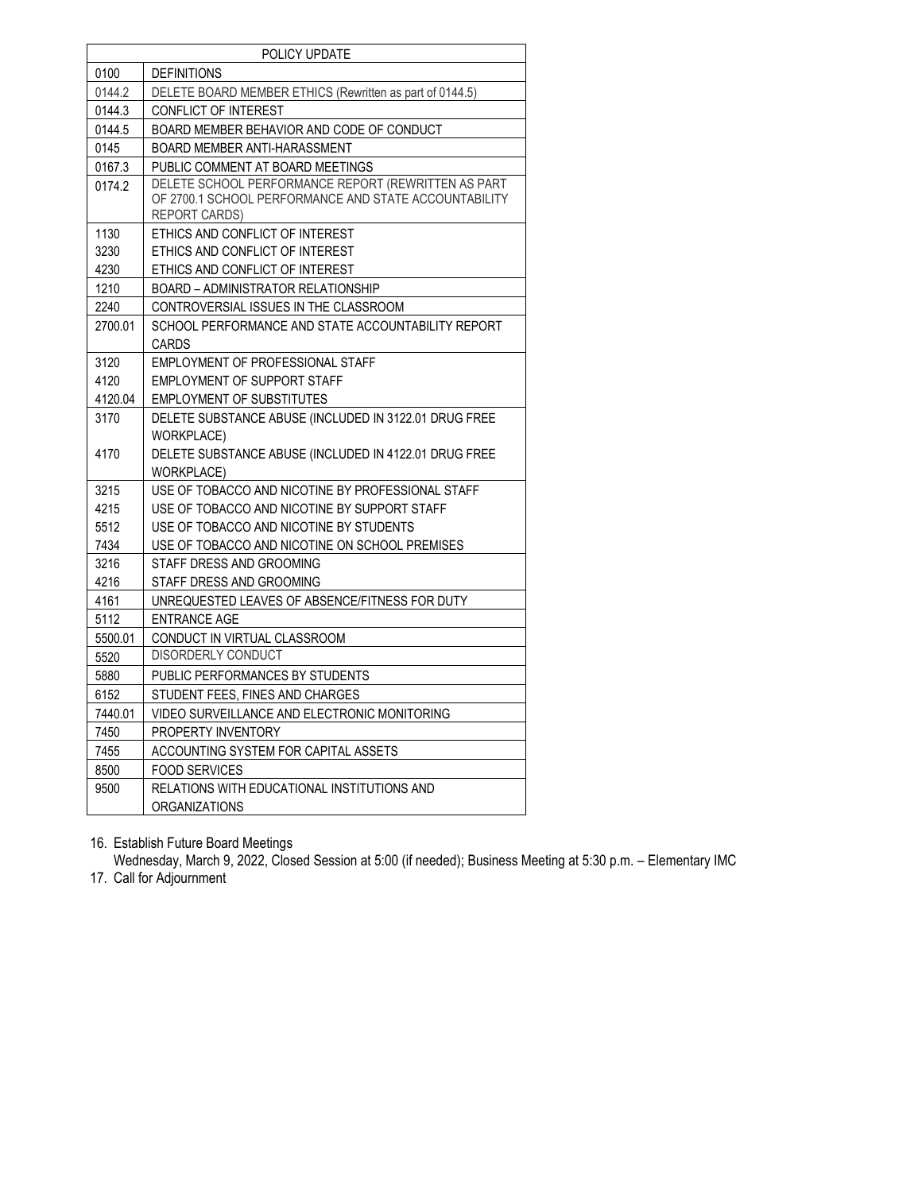| POLICY UPDATE | |
|---|---|
| 0100 | DEFINITIONS |
| 0144.2 | DELETE BOARD MEMBER ETHICS (Rewritten as part of 0144.5) |
| 0144.3 | CONFLICT OF INTEREST |
| 0144.5 | BOARD MEMBER BEHAVIOR AND CODE OF CONDUCT |
| 0145 | BOARD MEMBER ANTI-HARASSMENT |
| 0167.3 | PUBLIC COMMENT AT BOARD MEETINGS |
| 0174.2 | DELETE SCHOOL PERFORMANCE REPORT (REWRITTEN AS PART OF 2700.1 SCHOOL PERFORMANCE AND STATE ACCOUNTABILITY REPORT CARDS) |
| 1130<br>3230<br>4230 | ETHICS AND CONFLICT OF INTEREST<br>ETHICS AND CONFLICT OF INTEREST<br>ETHICS AND CONFLICT OF INTEREST |
| 1210 | BOARD – ADMINISTRATOR RELATIONSHIP |
| 2240 | CONTROVERSIAL ISSUES IN THE CLASSROOM |
| 2700.01 | SCHOOL PERFORMANCE AND STATE ACCOUNTABILITY REPORT CARDS |
| 3120<br>4120<br>4120.04 | EMPLOYMENT OF PROFESSIONAL STAFF<br>EMPLOYMENT OF SUPPORT STAFF<br>EMPLOYMENT OF SUBSTITUTES |
| 3170<br><br>4170 | DELETE SUBSTANCE ABUSE (INCLUDED IN 3122.01 DRUG FREE WORKPLACE)<br>DELETE SUBSTANCE ABUSE (INCLUDED IN 4122.01 DRUG FREE WORKPLACE) |
| 3215<br>4215<br>5512<br>7434 | USE OF TOBACCO AND NICOTINE BY PROFESSIONAL STAFF<br>USE OF TOBACCO AND NICOTINE BY SUPPORT STAFF<br>USE OF TOBACCO AND NICOTINE BY STUDENTS<br>USE OF TOBACCO AND NICOTINE ON SCHOOL PREMISES |
| 3216<br>4216 | STAFF DRESS AND GROOMING<br>STAFF DRESS AND GROOMING |
| 4161 | UNREQUESTED LEAVES OF ABSENCE/FITNESS FOR DUTY |
| 5112 | ENTRANCE AGE |
| 5500.01 | CONDUCT IN VIRTUAL CLASSROOM |
| 5520 | DISORDERLY CONDUCT |
| 5880 | PUBLIC PERFORMANCES BY STUDENTS |
| 6152 | STUDENT FEES, FINES AND CHARGES |
| 7440.01 | VIDEO SURVEILLANCE AND ELECTRONIC MONITORING |
| 7450 | PROPERTY INVENTORY |
| 7455 | ACCOUNTING SYSTEM FOR CAPITAL ASSETS |
| 8500 | FOOD SERVICES |
| 9500 | RELATIONS WITH EDUCATIONAL INSTITUTIONS AND ORGANIZATIONS |

16. Establish Future Board Meetings
    Wednesday, March 9, 2022, Closed Session at 5:00 (if needed); Business Meeting at 5:30 p.m. – Elementary IMC
17. Call for Adjournment